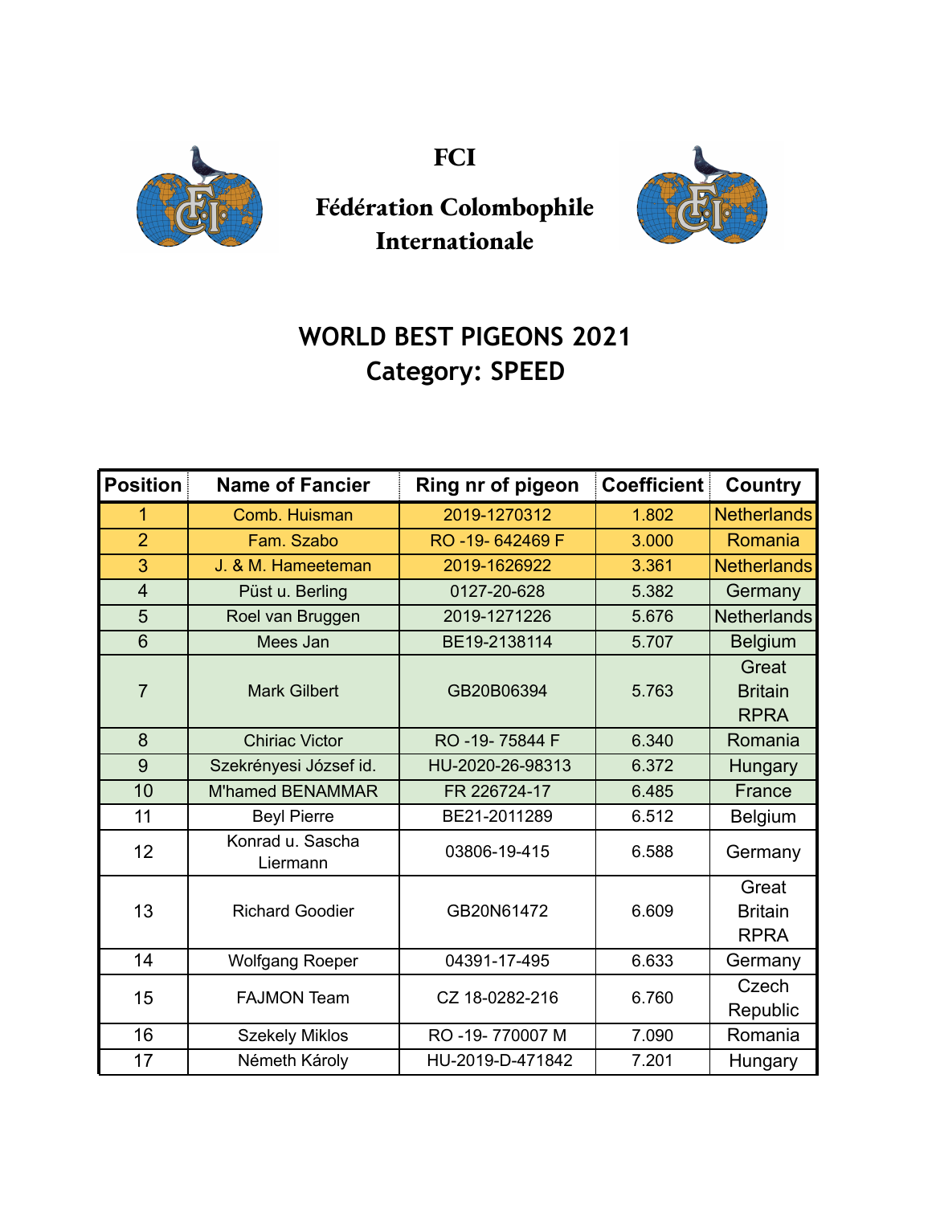# FCI

## Fédération Colombophile Internationale

## WORLD BEST PIGEONS 2021
## Category: SPEED

| Position | Name of Fancier | Ring nr of pigeon | Coefficient | Country |
|---|---|---|---|---|
| 1 | Comb. Huisman | 2019-1270312 | 1.802 | Netherlands |
| 2 | Fam. Szabo | RO -19- 642469 F | 3.000 | Romania |
| 3 | J. & M. Hameeteman | 2019-1626922 | 3.361 | Netherlands |
| 4 | Püst u. Berling | 0127-20-628 | 5.382 | Germany |
| 5 | Roel van Bruggen | 2019-1271226 | 5.676 | Netherlands |
| 6 | Mees Jan | BE19-2138114 | 5.707 | Belgium |
| 7 | Mark Gilbert | GB20B06394 | 5.763 | Great Britain RPRA |
| 8 | Chiriac Victor | RO -19- 75844 F | 6.340 | Romania |
| 9 | Szekrényesi József id. | HU-2020-26-98313 | 6.372 | Hungary |
| 10 | M'hamed BENAMMAR | FR 226724-17 | 6.485 | France |
| 11 | Beyl Pierre | BE21-2011289 | 6.512 | Belgium |
| 12 | Konrad u. Sascha Liermann | 03806-19-415 | 6.588 | Germany |
| 13 | Richard Goodier | GB20N61472 | 6.609 | Great Britain RPRA |
| 14 | Wolfgang Roeper | 04391-17-495 | 6.633 | Germany |
| 15 | FAJMON Team | CZ 18-0282-216 | 6.760 | Czech Republic |
| 16 | Szekely Miklos | RO -19- 770007 M | 7.090 | Romania |
| 17 | Németh Károly | HU-2019-D-471842 | 7.201 | Hungary |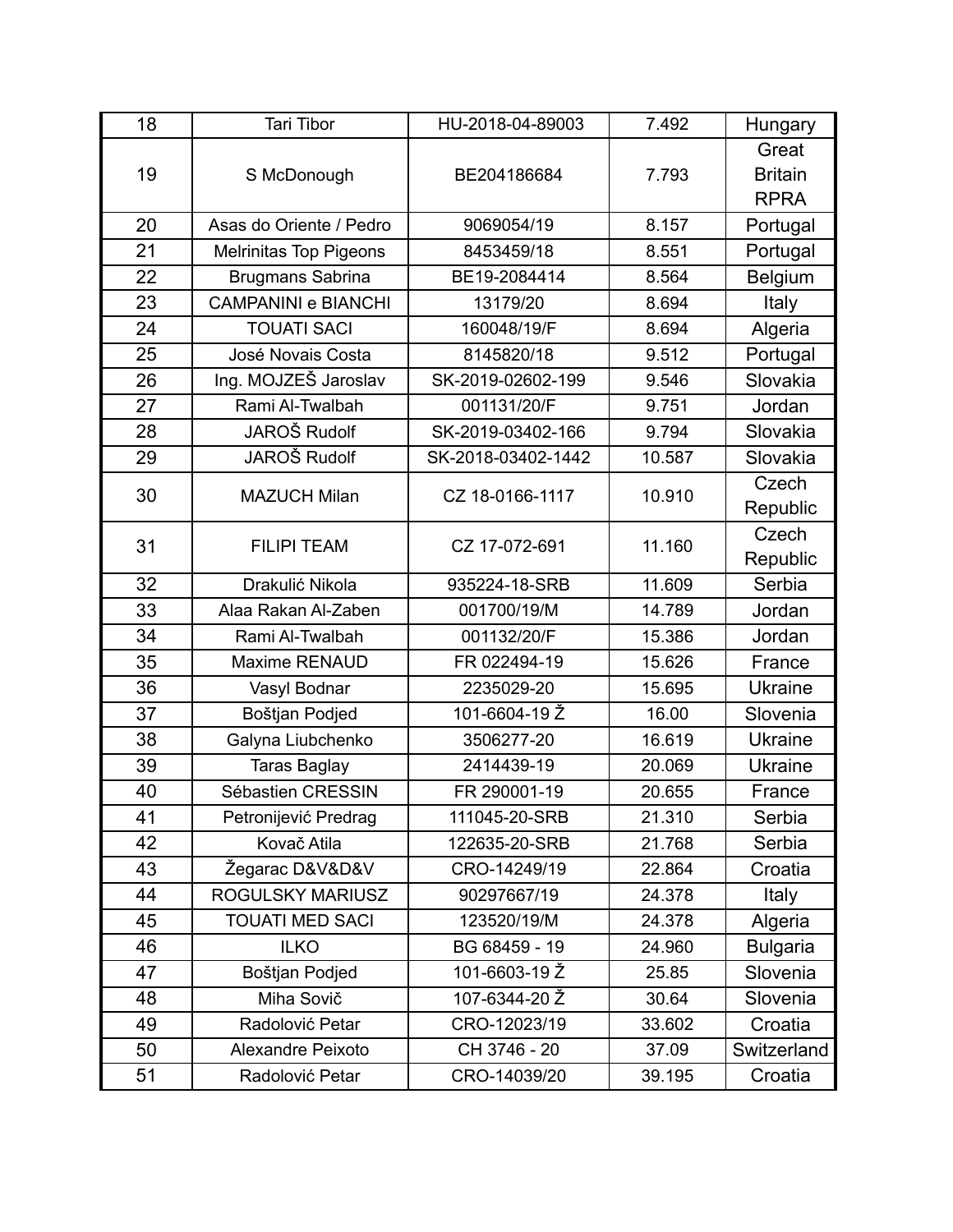| 18 | Tari Tibor | HU-2018-04-89003 | 7.492 | Hungary |
|---|---|---|---|---|
| 19 | S McDonough | BE204186684 | 7.793 | Great Britain RPRA |
| 20 | Asas do Oriente / Pedro | 9069054/19 | 8.157 | Portugal |
| 21 | Melrinitas Top Pigeons | 8453459/18 | 8.551 | Portugal |
| 22 | Brugmans Sabrina | BE19-2084414 | 8.564 | Belgium |
| 23 | CAMPANINI e BIANCHI | 13179/20 | 8.694 | Italy |
| 24 | TOUATI SACI | 160048/19/F | 8.694 | Algeria |
| 25 | José Novais Costa | 8145820/18 | 9.512 | Portugal |
| 26 | Ing. MOJZEŠ Jaroslav | SK-2019-02602-199 | 9.546 | Slovakia |
| 27 | Rami Al-Twalbah | 001131/20/F | 9.751 | Jordan |
| 28 | JAROŠ Rudolf | SK-2019-03402-166 | 9.794 | Slovakia |
| 29 | JAROŠ Rudolf | SK-2018-03402-1442 | 10.587 | Slovakia |
| 30 | MAZUCH Milan | CZ 18-0166-1117 | 10.910 | Czech Republic |
| 31 | FILIPI TEAM | CZ 17-072-691 | 11.160 | Czech Republic |
| 32 | Drakulić Nikola | 935224-18-SRB | 11.609 | Serbia |
| 33 | Alaa Rakan Al-Zaben | 001700/19/M | 14.789 | Jordan |
| 34 | Rami Al-Twalbah | 001132/20/F | 15.386 | Jordan |
| 35 | Maxime RENAUD | FR 022494-19 | 15.626 | France |
| 36 | Vasyl Bodnar | 2235029-20 | 15.695 | Ukraine |
| 37 | Boštjan Podjed | 101-6604-19 Ž | 16.00 | Slovenia |
| 38 | Galyna Liubchenko | 3506277-20 | 16.619 | Ukraine |
| 39 | Taras Baglay | 2414439-19 | 20.069 | Ukraine |
| 40 | Sébastien CRESSIN | FR 290001-19 | 20.655 | France |
| 41 | Petronijević Predrag | 111045-20-SRB | 21.310 | Serbia |
| 42 | Kovač Atila | 122635-20-SRB | 21.768 | Serbia |
| 43 | Žegarac D&V&D&V | CRO-14249/19 | 22.864 | Croatia |
| 44 | ROGULSKY MARIUSZ | 90297667/19 | 24.378 | Italy |
| 45 | TOUATI MED SACI | 123520/19/M | 24.378 | Algeria |
| 46 | ILKO | BG 68459 - 19 | 24.960 | Bulgaria |
| 47 | Boštjan Podjed | 101-6603-19 Ž | 25.85 | Slovenia |
| 48 | Miha Sovič | 107-6344-20 Ž | 30.64 | Slovenia |
| 49 | Radolović Petar | CRO-12023/19 | 33.602 | Croatia |
| 50 | Alexandre Peixoto | CH 3746 - 20 | 37.09 | Switzerland |
| 51 | Radolović Petar | CRO-14039/20 | 39.195 | Croatia |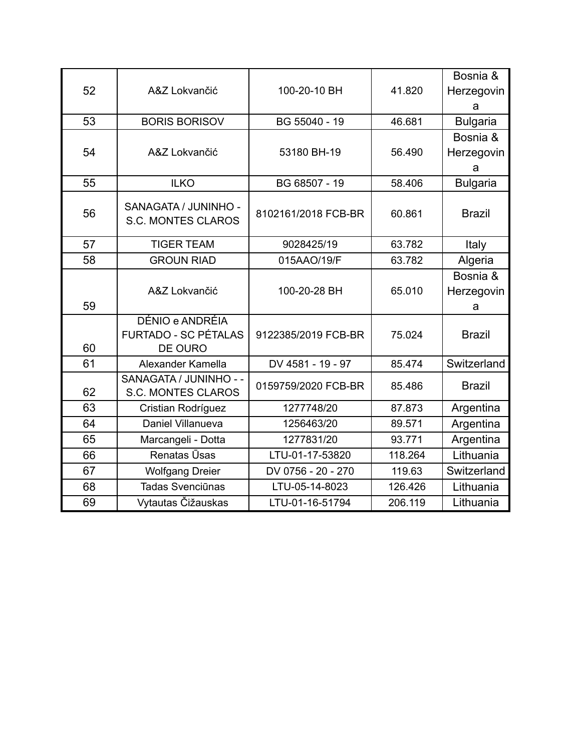| | | | | |
|---|---|---|---|---|
| 52 | A&Z Lokvančić | 100-20-10 BH | 41.820 | Bosnia & Herzegovina |
| 53 | BORIS BORISOV | BG 55040 - 19 | 46.681 | Bulgaria |
| 54 | A&Z Lokvančić | 53180 BH-19 | 56.490 | Bosnia & Herzegovina |
| 55 | ILKO | BG 68507 - 19 | 58.406 | Bulgaria |
| 56 | SANAGATA / JUNINHO - S.C. MONTES CLAROS | 8102161/2018 FCB-BR | 60.861 | Brazil |
| 57 | TIGER TEAM | 9028425/19 | 63.782 | Italy |
| 58 | GROUN RIAD | 015AAO/19/F | 63.782 | Algeria |
| 59 | A&Z Lokvančić | 100-20-28 BH | 65.010 | Bosnia & Herzegovina |
| 60 | DÉNIO e ANDRÉIA FURTADO - SC PÉTALAS DE OURO | 9122385/2019 FCB-BR | 75.024 | Brazil |
| 61 | Alexander Kamella | DV 4581 - 19 - 97 | 85.474 | Switzerland |
| 62 | SANAGATA / JUNINHO - - S.C. MONTES CLAROS | 0159759/2020 FCB-BR | 85.486 | Brazil |
| 63 | Cristian Rodríguez | 1277748/20 | 87.873 | Argentina |
| 64 | Daniel Villanueva | 1256463/20 | 89.571 | Argentina |
| 65 | Marcangeli - Dotta | 1277831/20 | 93.771 | Argentina |
| 66 | Renatas Ūsas | LTU-01-17-53820 | 118.264 | Lithuania |
| 67 | Wolfgang Dreier | DV 0756 - 20 - 270 | 119.63 | Switzerland |
| 68 | Tadas Svenciūnas | LTU-05-14-8023 | 126.426 | Lithuania |
| 69 | Vytautas Čižauskas | LTU-01-16-51794 | 206.119 | Lithuania |